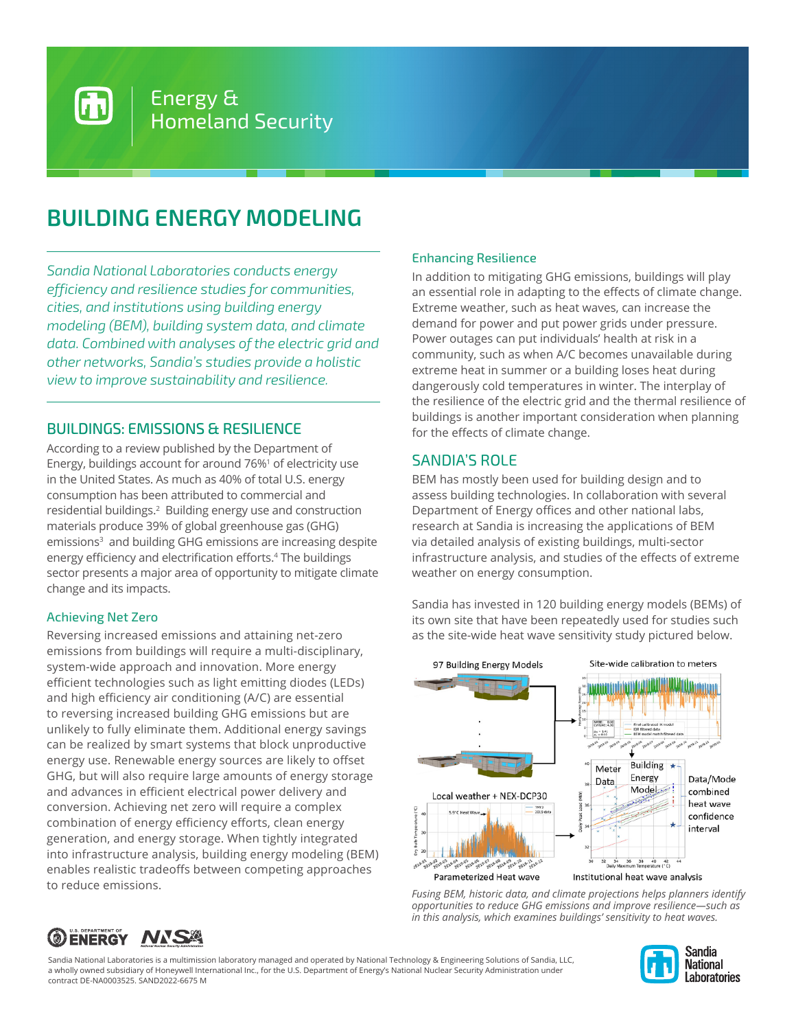Energy & Homeland Security

# BUILDING ENERGY MODELING

*Sandia National Laboratories conducts energy efficiency and resilience studies for communities, cities, and institutions using building energy modeling (BEM), building system data, and climate data. Combined with analyses of the electric grid and other networks, Sandia's studies provide a holistic view to improve sustainability and resilience.*

## BUILDINGS: EMISSIONS & RESILIENCE

According to a review published by the Department of Energy, buildings account for around 76%[1] of electricity use in the United States. As much as 40% of total U.S. energy consumption has been attributed to commercial and residential buildings.[2] Building energy use and construction materials produce 39% of global greenhouse gas (GHG) emissions[3] and building GHG emissions are increasing despite energy efficiency and electrification efforts.[4] The buildings sector presents a major area of opportunity to mitigate climate change and its impacts.

### Achieving Net Zero

Reversing increased emissions and attaining net-zero emissions from buildings will require a multi-disciplinary, system-wide approach and innovation. More energy efficient technologies such as light emitting diodes (LEDs) and high efficiency air conditioning (A/C) are essential to reversing increased building GHG emissions but are unlikely to fully eliminate them. Additional energy savings can be realized by smart systems that block unproductive energy use. Renewable energy sources are likely to offset GHG, but will also require large amounts of energy storage and advances in efficient electrical power delivery and conversion. Achieving net zero will require a complex combination of energy efficiency efforts, clean energy generation, and energy storage. When tightly integrated into infrastructure analysis, building energy modeling (BEM) enables realistic tradeoffs between competing approaches to reduce emissions.

### Enhancing Resilience

In addition to mitigating GHG emissions, buildings will play an essential role in adapting to the effects of climate change. Extreme weather, such as heat waves, can increase the demand for power and put power grids under pressure. Power outages can put individuals' health at risk in a community, such as when A/C becomes unavailable during extreme heat in summer or a building loses heat during dangerously cold temperatures in winter. The interplay of the resilience of the electric grid and the thermal resilience of buildings is another important consideration when planning for the effects of climate change.

## SANDIA'S ROLE

BEM has mostly been used for building design and to assess building technologies. In collaboration with several Department of Energy offices and other national labs, research at Sandia is increasing the applications of BEM via detailed analysis of existing buildings, multi-sector infrastructure analysis, and studies of the effects of extreme weather on energy consumption.

Sandia has invested in 120 building energy models (BEMs) of its own site that have been repeatedly used for studies such as the site-wide heat wave sensitivity study pictured below.

*Fusing BEM, historic data, and climate projections helps planners identify opportunities to reduce GHG emissions and improve resilience—such as in this analysis, which examines buildings' sensitivity to heat waves.*

Sandia National Laboratories is a multimission laboratory managed and operated by National Technology & Engineering Solutions of Sandia, LLC, a wholly owned subsidiary of Honeywell International Inc., for the U.S. Department of Energy's National Nuclear Security Administration under contract DE-NA0003525. SAND2022-6675 M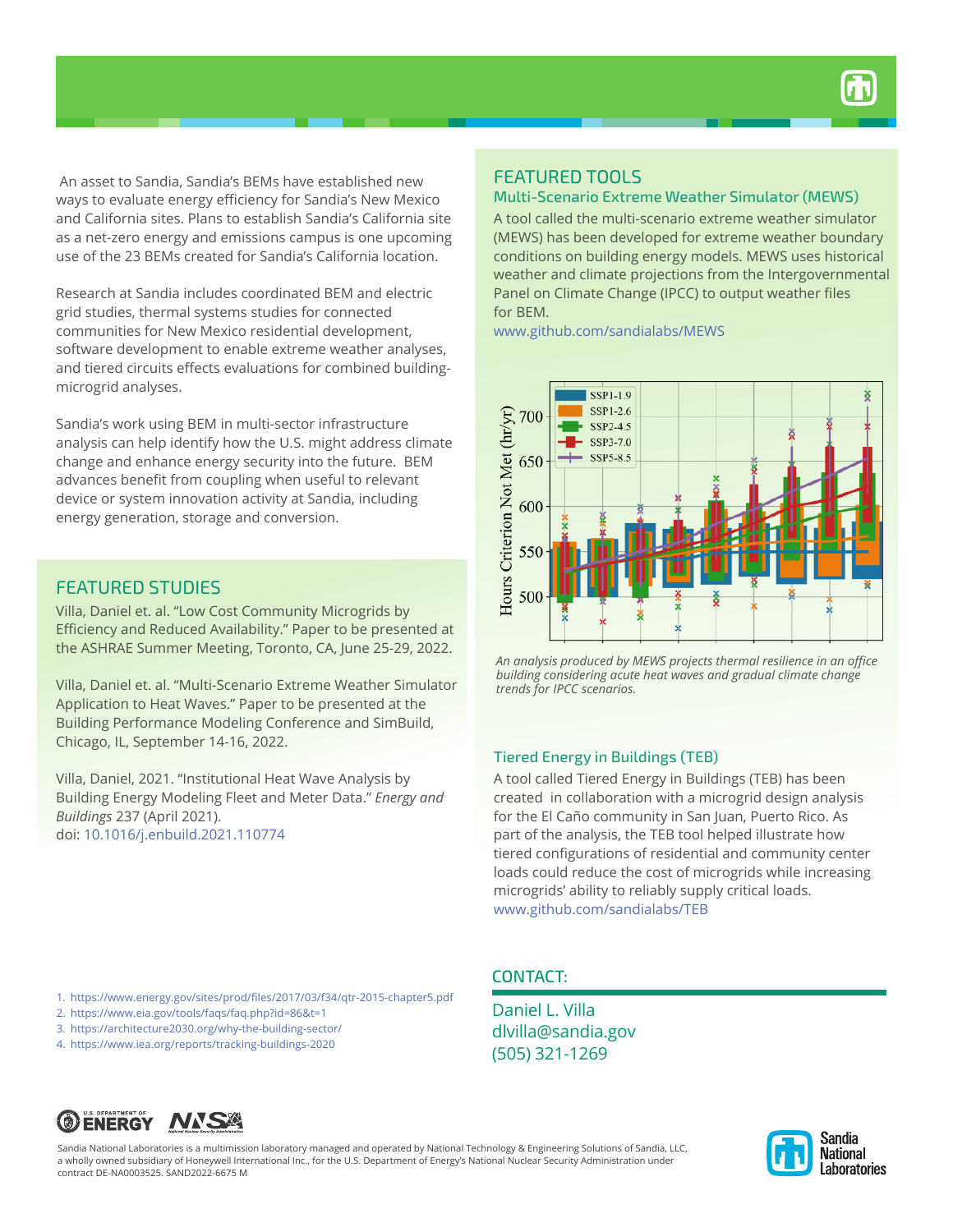An asset to Sandia, Sandia's BEMs have established new ways to evaluate energy efficiency for Sandia's New Mexico and California sites. Plans to establish Sandia's California site as a net-zero energy and emissions campus is one upcoming use of the 23 BEMs created for Sandia's California location.

Research at Sandia includes coordinated BEM and electric grid studies, thermal systems studies for connected communities for New Mexico residential development, software development to enable extreme weather analyses, and tiered circuits effects evaluations for combined building-microgrid analyses.

Sandia's work using BEM in multi-sector infrastructure analysis can help identify how the U.S. might address climate change and enhance energy security into the future. BEM advances benefit from coupling when useful to relevant device or system innovation activity at Sandia, including energy generation, storage and conversion.

## FEATURED STUDIES

Villa, Daniel et. al. "Low Cost Community Microgrids by Efficiency and Reduced Availability." Paper to be presented at the ASHRAE Summer Meeting, Toronto, CA, June 25-29, 2022.

Villa, Daniel et. al. "Multi-Scenario Extreme Weather Simulator Application to Heat Waves." Paper to be presented at the Building Performance Modeling Conference and SimBuild, Chicago, IL, September 14-16, 2022.

Villa, Daniel, 2021. "Institutional Heat Wave Analysis by Building Energy Modeling Fleet and Meter Data." *Energy and Buildings* 237 (April 2021).
doi: 10.1016/j.enbuild.2021.110774

## FEATURED TOOLS

### Multi-Scenario Extreme Weather Simulator (MEWS)

A tool called the multi-scenario extreme weather simulator (MEWS) has been developed for extreme weather boundary conditions on building energy models. MEWS uses historical weather and climate projections from the Intergovernmental Panel on Climate Change (IPCC) to output weather files for BEM.
www.github.com/sandialabs/MEWS

Hours Criterion Not Met (hr/yr)
700
650
600
550
500
SSP1-1.9
SSP1-2.6
SSP2-4.5
SSP3-7.0
SSP5-8.5

*An analysis produced by MEWS projects thermal resilience in an office building considering acute heat waves and gradual climate change trends for IPCC scenarios.*

### Tiered Energy in Buildings (TEB)

A tool called Tiered Energy in Buildings (TEB) has been created in collaboration with a microgrid design analysis for the El Caño community in San Juan, Puerto Rico. As part of the analysis, the TEB tool helped illustrate how tiered configurations of residential and community center loads could reduce the cost of microgrids while increasing microgrids' ability to reliably supply critical loads.
www.github.com/sandialabs/TEB

1. https://www.energy.gov/sites/prod/files/2017/03/f34/qtr-2015-chapter5.pdf
2. https://www.eia.gov/tools/faqs/faq.php?id=86&t=1
3. https://architecture2030.org/why-the-building-sector/
4. https://www.iea.org/reports/tracking-buildings-2020

## CONTACT:

Daniel L. Villa
dlvilla@sandia.gov
(505) 321-1269

Sandia National Laboratories is a multimission laboratory managed and operated by National Technology & Engineering Solutions of Sandia, LLC, a wholly owned subsidiary of Honeywell International Inc., for the U.S. Department of Energy's National Nuclear Security Administration under contract DE-NA0003525. SAND2022-6675 M